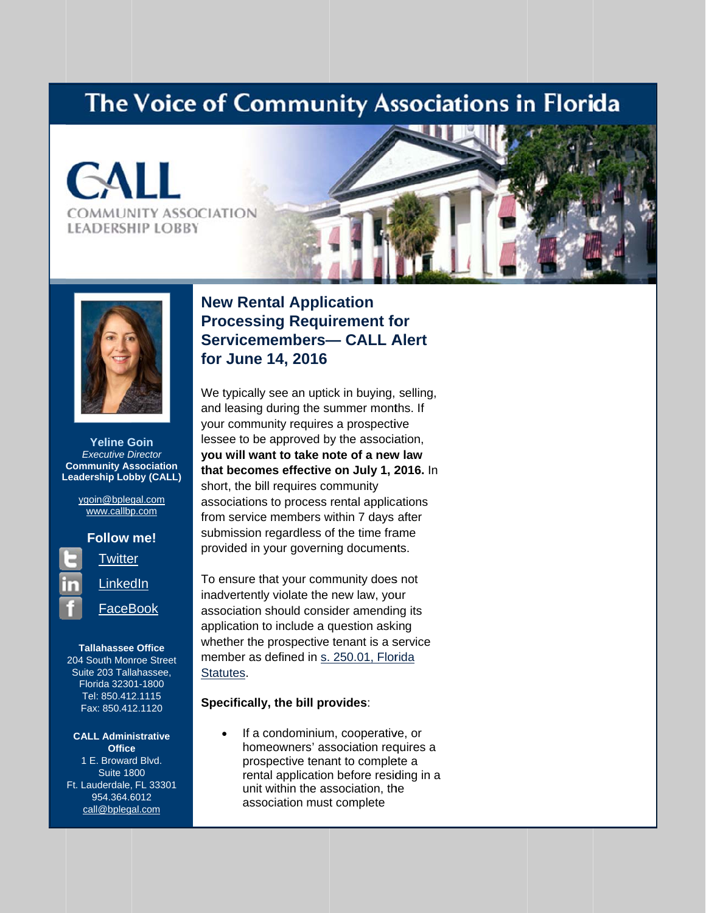# The Voice of Community Associations in Florida

CALL
COMMUNITY ASSOCIATION LEADERSHIP LOBBY

**Yeline Goin**
*Executive Director*
**Community Association Leadership Lobby (CALL)**

[ygoin@bplegal.com](mailto:ygoin@bplegal.com)
[www.callbp.com](http://www.callbp.com)

**Follow me!**

- [Twitter]()
- [LinkedIn]()
- [FaceBook]()

**Tallahassee Office**
204 South Monroe Street
Suite 203 Tallahassee, Florida 32301-1800
Tel: 850.412.1115
Fax: 850.412.1120

**CALL Administrative Office**
1 E. Broward Blvd.
Suite 1800
Ft. Lauderdale, FL 33301
954.364.6012
[call@bplegal.com](mailto:call@bplegal.com)

## New Rental Application Processing Requirement for Servicemembers— CALL Alert for June 14, 2016

We typically see an uptick in buying, selling, and leasing during the summer months. If your community requires a prospective lessee to be approved by the association, **you will want to take note of a new law that becomes effective on July 1, 2016.** In short, the bill requires community associations to process rental applications from service members within 7 days after submission regardless of the time frame provided in your governing documents.

To ensure that your community does not inadvertently violate the new law, your association should consider amending its application to include a question asking whether the prospective tenant is a service member as defined in [s. 250.01, Florida Statutes]().

**Specifically, the bill provides**:

- If a condominium, cooperative, or homeowners' association requires a prospective tenant to complete a rental application before residing in a unit within the association, the association must complete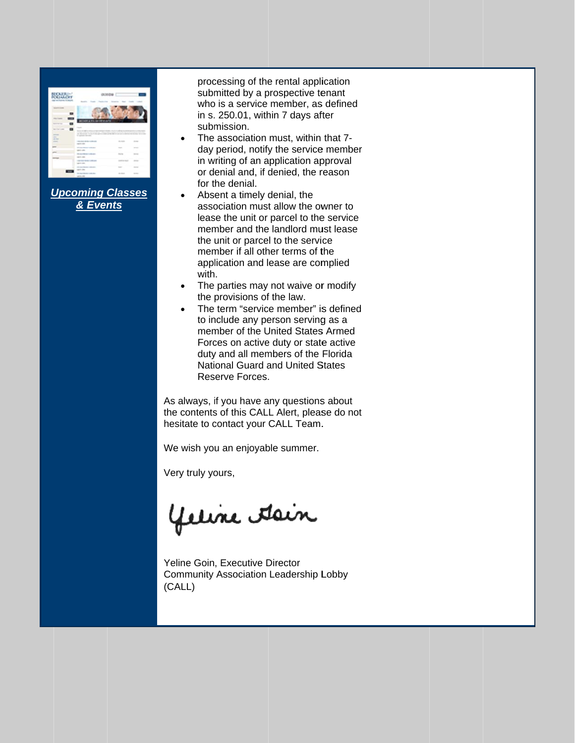[**_Upcoming Classes & Events_**]

processing of the rental application submitted by a prospective tenant who is a service member, as defined in s. 250.01, within 7 days after submission.

- The association must, within that 7-day period, notify the service member in writing of an application approval or denial and, if denied, the reason for the denial.
- Absent a timely denial, the association must allow the owner to lease the unit or parcel to the service member and the landlord must lease the unit or parcel to the service member if all other terms of the application and lease are complied with.
- The parties may not waive or modify the provisions of the law.
- The term "service member" is defined to include any person serving as a member of the United States Armed Forces on active duty or state active duty and all members of the Florida National Guard and United States Reserve Forces.

As always, if you have any questions about the contents of this CALL Alert, please do not hesitate to contact your CALL Team.

We wish you an enjoyable summer.

Very truly yours,

Yeline Goin

Yeline Goin, Executive Director
Community Association Leadership Lobby
(CALL)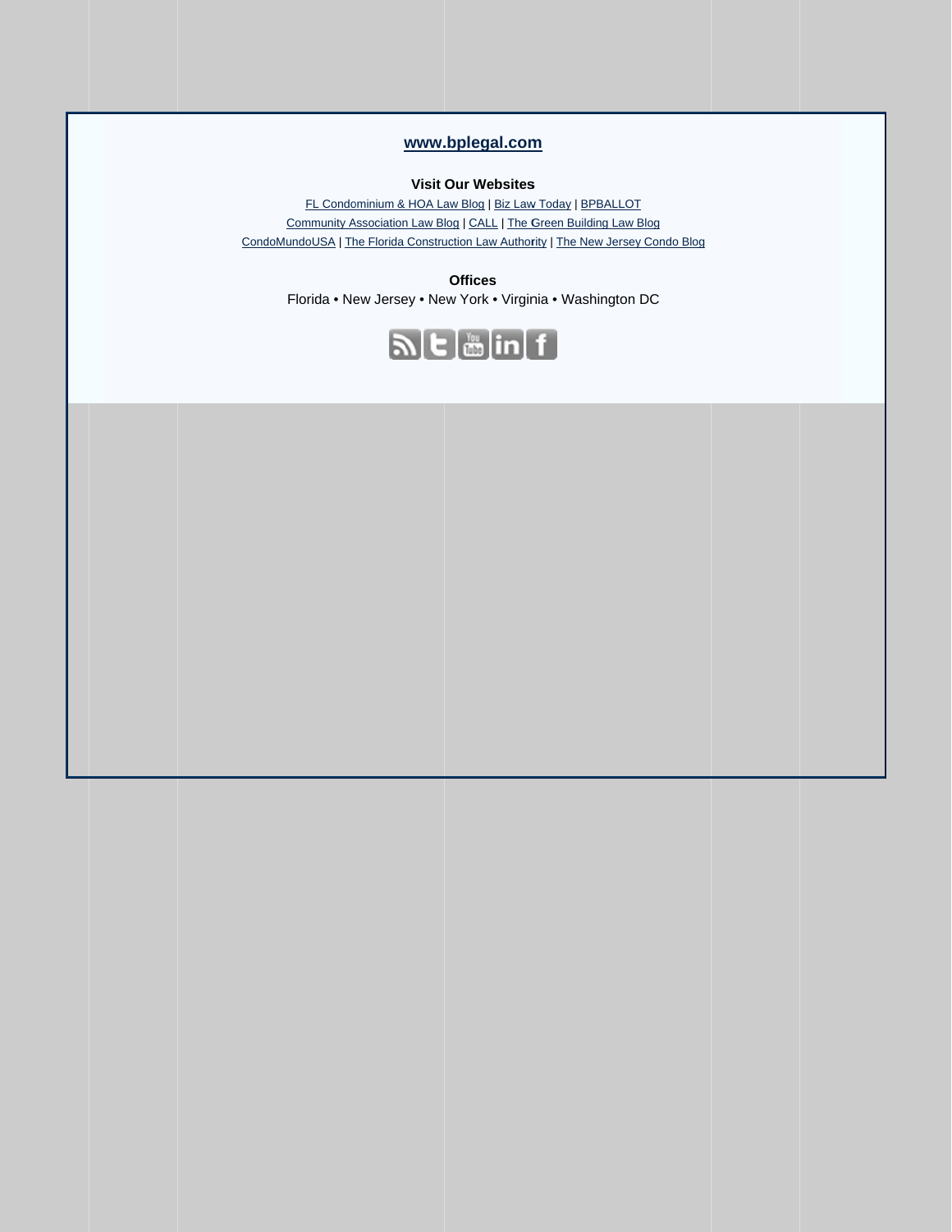[www.bplegal.com](http://www.bplegal.com)

**Visit Our Websites**

FL Condominium & HOA Law Blog | Biz Law Today | BPBALLOT
Community Association Law Blog | CALL | The Green Building Law Blog
CondoMundoUSA | The Florida Construction Law Authority | The New Jersey Condo Blog

**Offices**

Florida • New Jersey • New York • Virginia • Washington DC